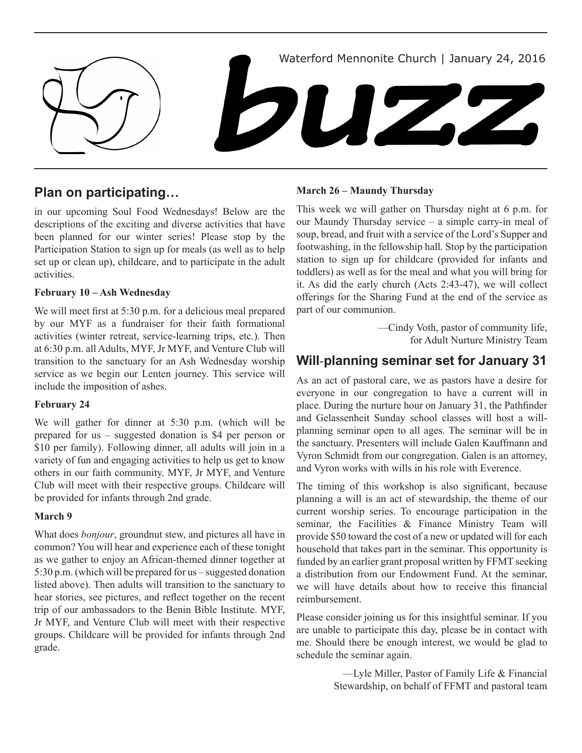Waterford Mennonite Church | January 24, 2016

# buzz

## Plan on participating…

in our upcoming Soul Food Wednesdays! Below are the descriptions of the exciting and diverse activities that have been planned for our winter series! Please stop by the Participation Station to sign up for meals (as well as to help set up or clean up), childcare, and to participate in the adult activities.

**February 10 – Ash Wednesday**

We will meet first at 5:30 p.m. for a delicious meal prepared by our MYF as a fundraiser for their faith formational activities (winter retreat, service-learning trips, etc.). Then at 6:30 p.m. all Adults, MYF, Jr MYF, and Venture Club will transition to the sanctuary for an Ash Wednesday worship service as we begin our Lenten journey. This service will include the imposition of ashes.

**February 24**

We will gather for dinner at 5:30 p.m. (which will be prepared for us – suggested donation is $4 per person or $10 per family). Following dinner, all adults will join in a variety of fun and engaging activities to help us get to know others in our faith community. MYF, Jr MYF, and Venture Club will meet with their respective groups. Childcare will be provided for infants through 2nd grade.

**March 9**

What does *bonjour*, groundnut stew, and pictures all have in common? You will hear and experience each of these tonight as we gather to enjoy an African-themed dinner together at 5:30 p.m. (which will be prepared for us – suggested donation listed above). Then adults will transition to the sanctuary to hear stories, see pictures, and reflect together on the recent trip of our ambassadors to the Benin Bible Institute. MYF, Jr MYF, and Venture Club will meet with their respective groups. Childcare will be provided for infants through 2nd grade.

**March 26 – Maundy Thursday**

This week we will gather on Thursday night at 6 p.m. for our Maundy Thursday service – a simple carry-in meal of soup, bread, and fruit with a service of the Lord's Supper and footwashing, in the fellowship hall. Stop by the participation station to sign up for childcare (provided for infants and toddlers) as well as for the meal and what you will bring for it. As did the early church (Acts 2:43-47), we will collect offerings for the Sharing Fund at the end of the service as part of our communion.

—Cindy Voth, pastor of community life,
for Adult Nurture Ministry Team

## Will-planning seminar set for January 31

As an act of pastoral care, we as pastors have a desire for everyone in our congregation to have a current will in place. During the nurture hour on January 31, the Pathfinder and Gelassenheit Sunday school classes will host a will-planning seminar open to all ages. The seminar will be in the sanctuary. Presenters will include Galen Kauffmann and Vyron Schmidt from our congregation. Galen is an attorney, and Vyron works with wills in his role with Everence.

The timing of this workshop is also significant, because planning a will is an act of stewardship, the theme of our current worship series. To encourage participation in the seminar, the Facilities & Finance Ministry Team will provide $50 toward the cost of a new or updated will for each household that takes part in the seminar. This opportunity is funded by an earlier grant proposal written by FFMT seeking a distribution from our Endowment Fund. At the seminar, we will have details about how to receive this financial reimbursement.

Please consider joining us for this insightful seminar. If you are unable to participate this day, please be in contact with me. Should there be enough interest, we would be glad to schedule the seminar again.

—Lyle Miller, Pastor of Family Life & Financial
Stewardship, on behalf of FFMT and pastoral team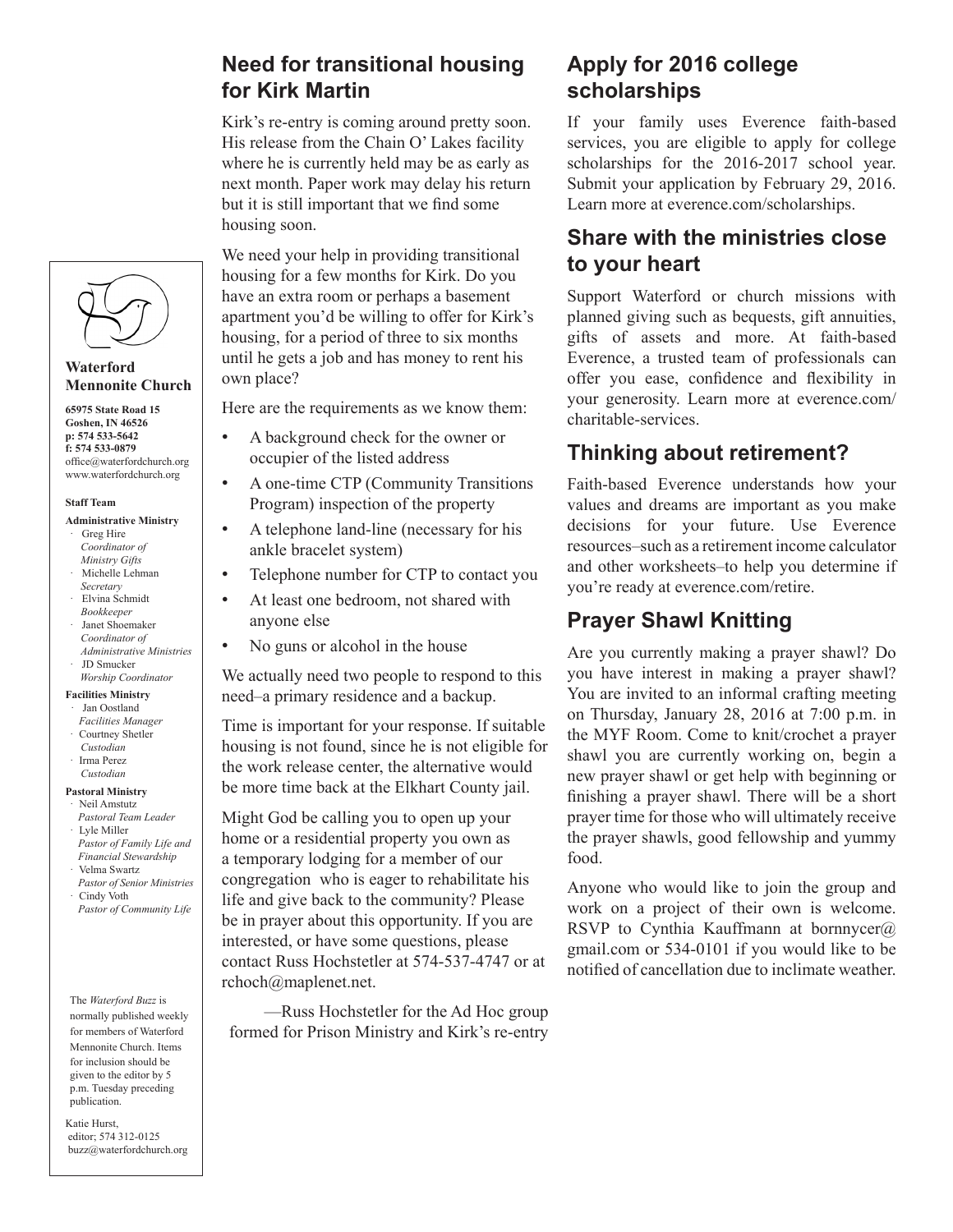**Waterford Mennonite Church**

**65975 State Road 15**
**Goshen, IN 46526**
**p: 574 533-5642**
**f: 574 533-0879**
office@waterfordchurch.org
www.waterfordchurch.org

**Staff Team**

**Administrative Ministry**
- Greg Hire
  *Coordinator of Ministry Gifts*
- Michelle Lehman
  *Secretary*
- Elvina Schmidt
  *Bookkeeper*
- Janet Shoemaker
  *Coordinator of Administrative Ministries*
- JD Smucker
  *Worship Coordinator*

**Facilities Ministry**
- Jan Oostland
  *Facilities Manager*
- Courtney Shetler
  *Custodian*
- Irma Perez
  *Custodian*

**Pastoral Ministry**
- Neil Amstutz
  *Pastoral Team Leader*
- Lyle Miller
  *Pastor of Family Life and Financial Stewardship*
- Velma Swartz
  *Pastor of Senior Ministries*
- Cindy Voth
  *Pastor of Community Life*

The *Waterford Buzz* is normally published weekly for members of Waterford Mennonite Church. Items for inclusion should be given to the editor by 5 p.m. Tuesday preceding publication.

Katie Hurst, editor; 574 312-0125
buzz@waterfordchurch.org

## Need for transitional housing for Kirk Martin

Kirk's re-entry is coming around pretty soon. His release from the Chain O' Lakes facility where he is currently held may be as early as next month. Paper work may delay his return but it is still important that we find some housing soon.

We need your help in providing transitional housing for a few months for Kirk. Do you have an extra room or perhaps a basement apartment you'd be willing to offer for Kirk's housing, for a period of three to six months until he gets a job and has money to rent his own place?

Here are the requirements as we know them:

- A background check for the owner or occupier of the listed address
- A one-time CTP (Community Transitions Program) inspection of the property
- A telephone land-line (necessary for his ankle bracelet system)
- Telephone number for CTP to contact you
- At least one bedroom, not shared with anyone else
- No guns or alcohol in the house

We actually need two people to respond to this need–a primary residence and a backup.

Time is important for your response. If suitable housing is not found, since he is not eligible for the work release center, the alternative would be more time back at the Elkhart County jail.

Might God be calling you to open up your home or a residential property you own as a temporary lodging for a member of our congregation who is eager to rehabilitate his life and give back to the community? Please be in prayer about this opportunity. If you are interested, or have some questions, please contact Russ Hochstetler at 574-537-4747 or at rchoch@maplenet.net.

—Russ Hochstetler for the Ad Hoc group formed for Prison Ministry and Kirk's re-entry

## Apply for 2016 college scholarships

If your family uses Everence faith-based services, you are eligible to apply for college scholarships for the 2016-2017 school year. Submit your application by February 29, 2016. Learn more at everence.com/scholarships.

## Share with the ministries close to your heart

Support Waterford or church missions with planned giving such as bequests, gift annuities, gifts of assets and more. At faith-based Everence, a trusted team of professionals can offer you ease, confidence and flexibility in your generosity. Learn more at everence.com/charitable-services.

## Thinking about retirement?

Faith-based Everence understands how your values and dreams are important as you make decisions for your future. Use Everence resources–such as a retirement income calculator and other worksheets–to help you determine if you're ready at everence.com/retire.

## Prayer Shawl Knitting

Are you currently making a prayer shawl? Do you have interest in making a prayer shawl? You are invited to an informal crafting meeting on Thursday, January 28, 2016 at 7:00 p.m. in the MYF Room. Come to knit/crochet a prayer shawl you are currently working on, begin a new prayer shawl or get help with beginning or finishing a prayer shawl. There will be a short prayer time for those who will ultimately receive the prayer shawls, good fellowship and yummy food.

Anyone who would like to join the group and work on a project of their own is welcome. RSVP to Cynthia Kauffmann at bornnycer@gmail.com or 534-0101 if you would like to be notified of cancellation due to inclimate weather.